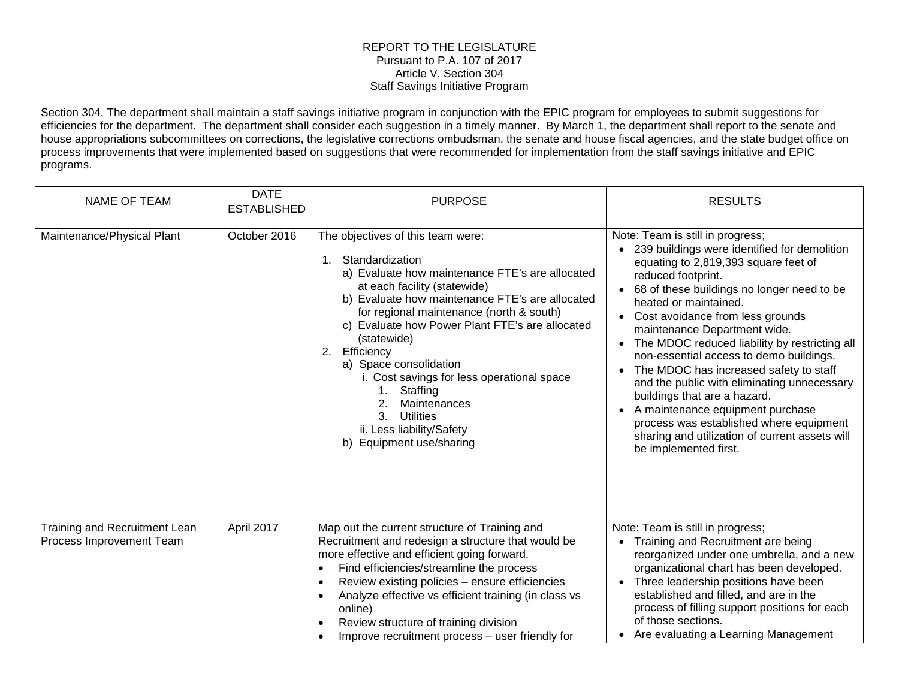REPORT TO THE LEGISLATURE
Pursuant to P.A. 107 of 2017
Article V, Section 304
Staff Savings Initiative Program

Section 304. The department shall maintain a staff savings initiative program in conjunction with the EPIC program for employees to submit suggestions for efficiencies for the department. The department shall consider each suggestion in a timely manner. By March 1, the department shall report to the senate and house appropriations subcommittees on corrections, the legislative corrections ombudsman, the senate and house fiscal agencies, and the state budget office on process improvements that were implemented based on suggestions that were recommended for implementation from the staff savings initiative and EPIC programs.

| NAME OF TEAM | DATE ESTABLISHED | PURPOSE | RESULTS |
|---|---|---|---|
| Maintenance/Physical Plant | October 2016 | The objectives of this team were:<br><br>1. Standardization<br>a) Evaluate how maintenance FTE's are allocated at each facility (statewide)<br>b) Evaluate how maintenance FTE's are allocated for regional maintenance (north & south)<br>c) Evaluate how Power Plant FTE's are allocated (statewide)<br>2. Efficiency<br>a) Space consolidation<br>i. Cost savings for less operational space<br>1. Staffing<br>2. Maintenances<br>3. Utilities<br>ii. Less liability/Safety<br>b) Equipment use/sharing | Note: Team is still in progress;<br>• 239 buildings were identified for demolition equating to 2,819,393 square feet of reduced footprint.<br>• 68 of these buildings no longer need to be heated or maintained.<br>• Cost avoidance from less grounds maintenance Department wide.<br>• The MDOC reduced liability by restricting all non-essential access to demo buildings.<br>• The MDOC has increased safety to staff and the public with eliminating unnecessary buildings that are a hazard.<br>• A maintenance equipment purchase process was established where equipment sharing and utilization of current assets will be implemented first. |
| Training and Recruitment Lean Process Improvement Team | April 2017 | Map out the current structure of Training and Recruitment and redesign a structure that would be more effective and efficient going forward.<br>• Find efficiencies/streamline the process<br>• Review existing policies – ensure efficiencies<br>• Analyze effective vs efficient training (in class vs online)<br>• Review structure of training division<br>• Improve recruitment process – user friendly for | Note: Team is still in progress;<br>• Training and Recruitment are being reorganized under one umbrella, and a new organizational chart has been developed.<br>• Three leadership positions have been established and filled, and are in the process of filling support positions for each of those sections.<br>• Are evaluating a Learning Management |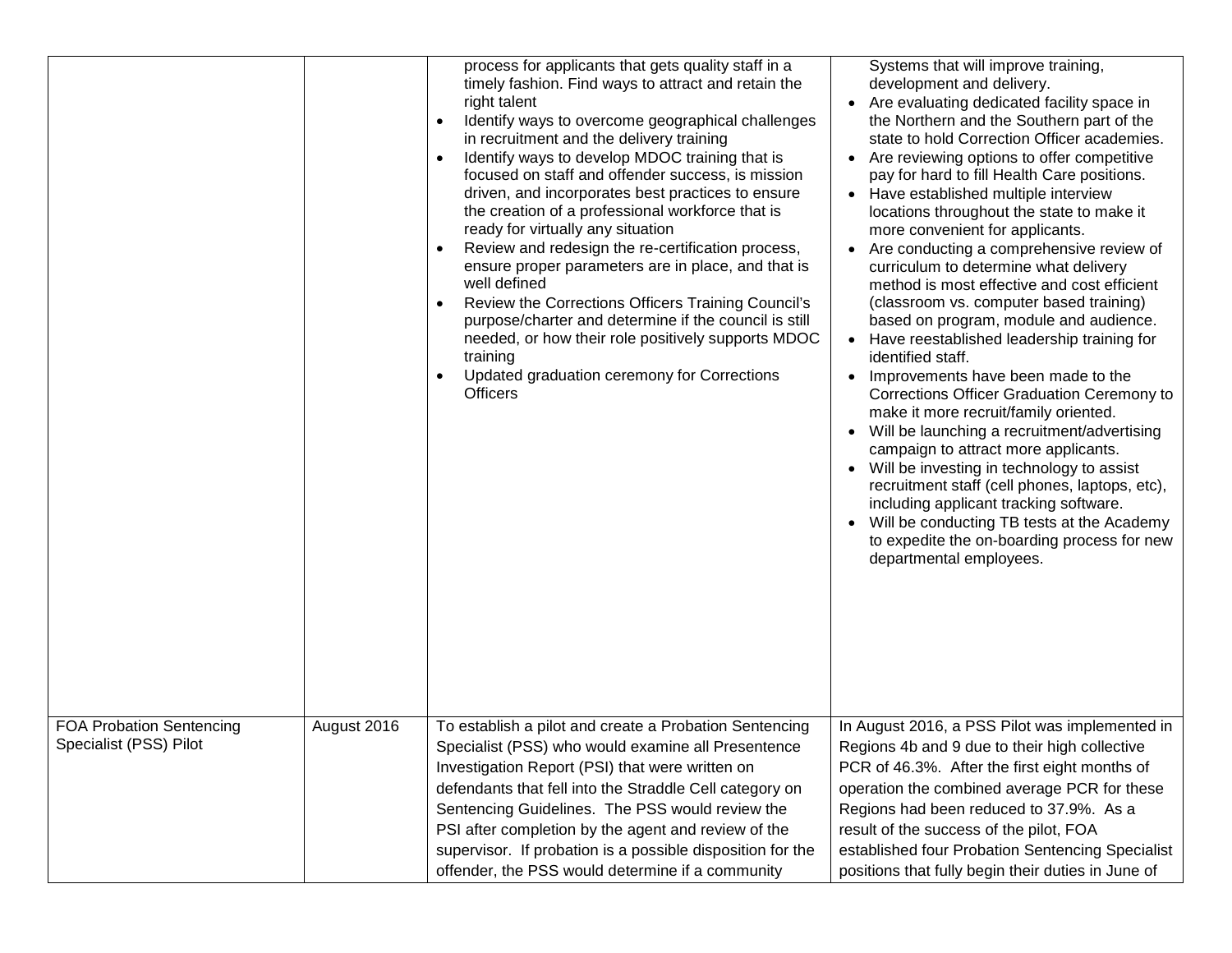| | | | |
|---|---|---|---|
| | | process for applicants that gets quality staff in a timely fashion. Find ways to attract and retain the right talent<br>• Identify ways to overcome geographical challenges in recruitment and the delivery training<br>• Identify ways to develop MDOC training that is focused on staff and offender success, is mission driven, and incorporates best practices to ensure the creation of a professional workforce that is ready for virtually any situation<br>• Review and redesign the re-certification process, ensure proper parameters are in place, and that is well defined<br>• Review the Corrections Officers Training Council's purpose/charter and determine if the council is still needed, or how their role positively supports MDOC training<br>• Updated graduation ceremony for Corrections Officers | Systems that will improve training, development and delivery.<br>• Are evaluating dedicated facility space in the Northern and the Southern part of the state to hold Correction Officer academies.<br>• Are reviewing options to offer competitive pay for hard to fill Health Care positions.<br>• Have established multiple interview locations throughout the state to make it more convenient for applicants.<br>• Are conducting a comprehensive review of curriculum to determine what delivery method is most effective and cost efficient (classroom vs. computer based training) based on program, module and audience.<br>• Have reestablished leadership training for identified staff.<br>• Improvements have been made to the Corrections Officer Graduation Ceremony to make it more recruit/family oriented.<br>• Will be launching a recruitment/advertising campaign to attract more applicants.<br>• Will be investing in technology to assist recruitment staff (cell phones, laptops, etc), including applicant tracking software.<br>• Will be conducting TB tests at the Academy to expedite the on-boarding process for new departmental employees. |
| FOA Probation Sentencing Specialist (PSS) Pilot | August 2016 | To establish a pilot and create a Probation Sentencing Specialist (PSS) who would examine all Presentence Investigation Report (PSI) that were written on defendants that fell into the Straddle Cell category on Sentencing Guidelines. The PSS would review the PSI after completion by the agent and review of the supervisor. If probation is a possible disposition for the offender, the PSS would determine if a community | In August 2016, a PSS Pilot was implemented in Regions 4b and 9 due to their high collective PCR of 46.3%. After the first eight months of operation the combined average PCR for these Regions had been reduced to 37.9%. As a result of the success of the pilot, FOA established four Probation Sentencing Specialist positions that fully begin their duties in June of |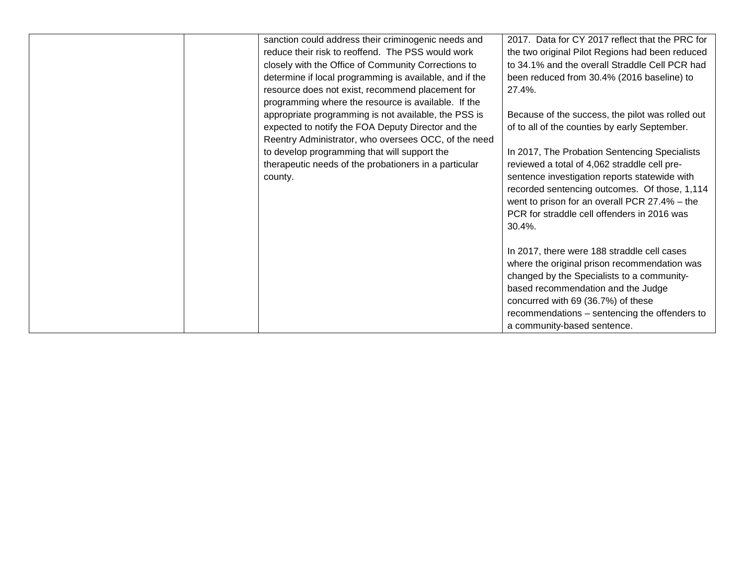| | | | |
|---|---|---|---|
| | | sanction could address their criminogenic needs and reduce their risk to reoffend. The PSS would work closely with the Office of Community Corrections to determine if local programming is available, and if the resource does not exist, recommend placement for programming where the resource is available. If the appropriate programming is not available, the PSS is expected to notify the FOA Deputy Director and the Reentry Administrator, who oversees OCC, of the need to develop programming that will support the therapeutic needs of the probationers in a particular county. | 2017. Data for CY 2017 reflect that the PRC for the two original Pilot Regions had been reduced to 34.1% and the overall Straddle Cell PCR had been reduced from 30.4% (2016 baseline) to 27.4%.<br><br>Because of the success, the pilot was rolled out of to all of the counties by early September.<br><br>In 2017, The Probation Sentencing Specialists reviewed a total of 4,062 straddle cell pre-sentence investigation reports statewide with recorded sentencing outcomes. Of those, 1,114 went to prison for an overall PCR 27.4% – the PCR for straddle cell offenders in 2016 was 30.4%.<br><br>In 2017, there were 188 straddle cell cases where the original prison recommendation was changed by the Specialists to a community-based recommendation and the Judge concurred with 69 (36.7%) of these recommendations – sentencing the offenders to a community-based sentence. |